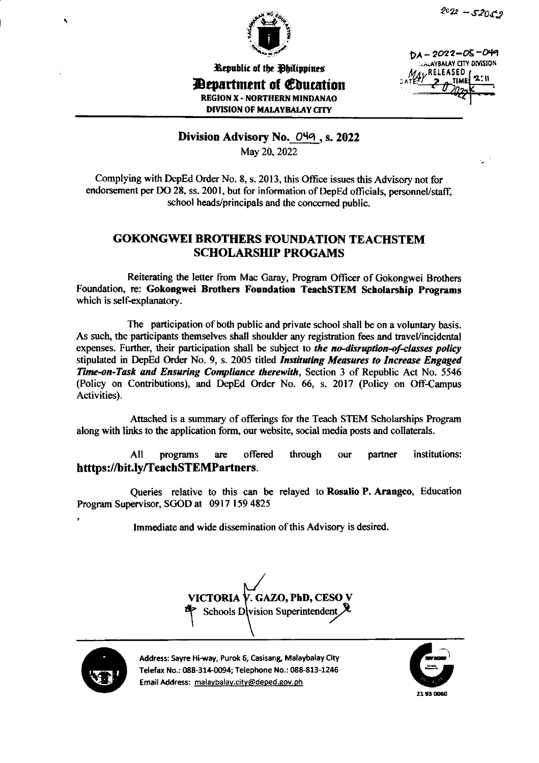2022 - 52052

Republic of the Philippines
**Department of Education**
REGION X - NORTHERN MINDANAO
DIVISION OF MALAYBALAY CITY

DA - 2022-05-049
MALAYBALAY CITY DIVISION
RELEASED
DATE: MAY 20 2022 TIME: 2:11

**Division Advisory No. 049, s. 2022**
May 20, 2022

Complying with DepEd Order No. 8, s. 2013, this Office issues this Advisory not for endorsement per DO 28, ss. 2001, but for information of DepEd officials, personnel/staff, school heads/principals and the concerned public.

## GOKONGWEI BROTHERS FOUNDATION TEACHSTEM SCHOLARSHIP PROGAMS

Reiterating the letter from Mac Garay, Program Officer of Gokongwei Brothers Foundation, re: **Gokongwei Brothers Foundation TeachSTEM Scholarship Programs** which is self-explanatory.

The participation of both public and private school shall be on a voluntary basis. As such, the participants themselves shall shoulder any registration fees and travel/incidental expenses. Further, their participation shall be subject to ***the no-disruption-of-classes policy*** stipulated in DepEd Order No. 9, s. 2005 titled ***Instituting Measures to Increase Engaged Time-on-Task and Ensuring Compliance therewith***, Section 3 of Republic Act No. 5546 (Policy on Contributions), and DepEd Order No. 66, s. 2017 (Policy on Off-Campus Activities).

Attached is a summary of offerings for the Teach STEM Scholarships Program along with links to the application form, our website, social media posts and collaterals.

All programs are offered through our partner institutions: **htttps://bit.ly/TeachSTEMPartners**.

Queries relative to this can be relayed to **Rosalio P. Arangco**, Education Program Supervisor, SGOD at 0917 159 4825

Immediate and wide dissemination of this Advisory is desired.

**VICTORIA V. GAZO, PhD, CESO V**
Schools Division Superintendent

Address: Sayre Hi-way, Purok 6, Casisang, Malaybalay City
Telefax No.: 088-314-0094; Telephone No.: 088-813-1246
Email Address: malaybalay.city@deped.gov.ph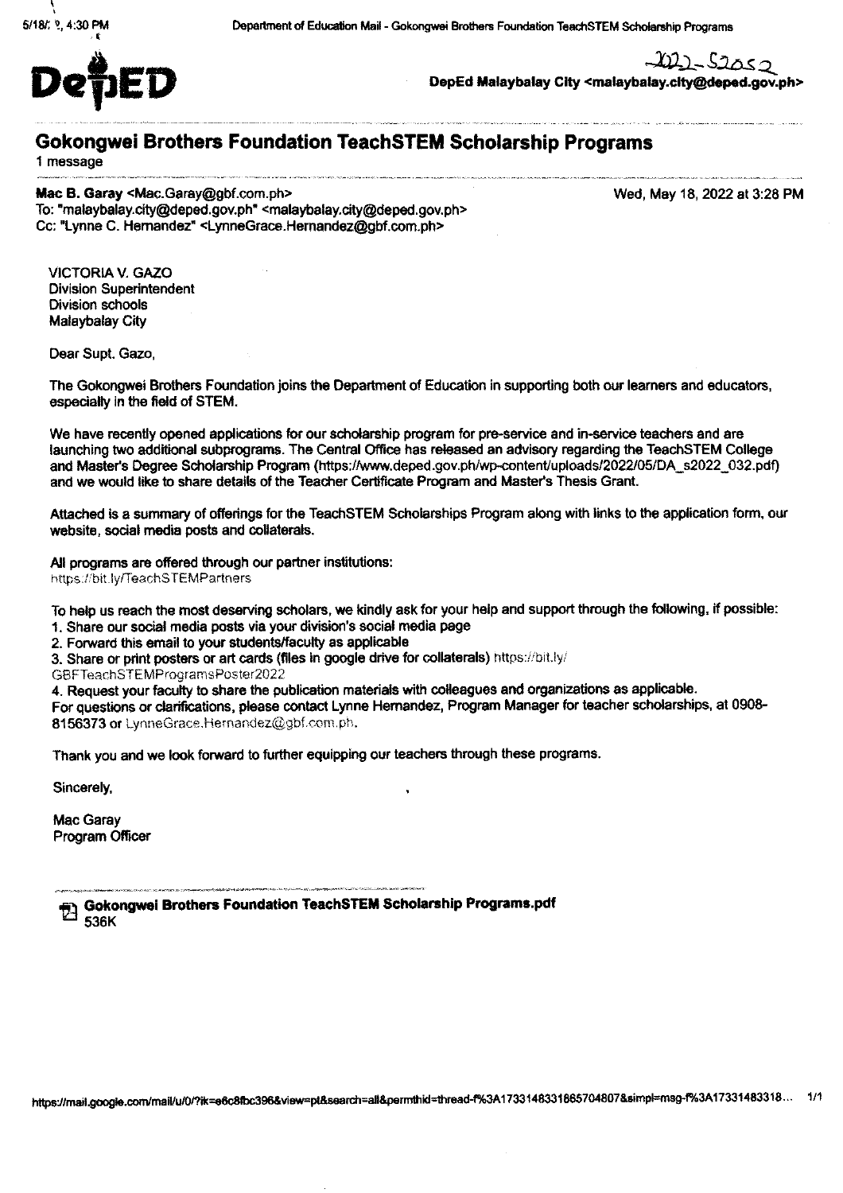DepED

2022-52052

**DepEd Malaybalay City <malaybalay.city@deped.gov.ph>**

# Gokongwei Brothers Foundation TeachSTEM Scholarship Programs

1 message

**Mac B. Garay** <Mac.Garay@gbf.com.ph>  
To: "malaybalay.city@deped.gov.ph" <malaybalay.city@deped.gov.ph>  
Cc: "Lynne C. Hernandez" <LynneGrace.Hernandez@gbf.com.ph>

Wed, May 18, 2022 at 3:28 PM

VICTORIA V. GAZO  
Division Superintendent  
Division schools  
Malaybalay City

Dear Supt. Gazo,

The Gokongwei Brothers Foundation joins the Department of Education in supporting both our learners and educators, especially in the field of STEM.

We have recently opened applications for our scholarship program for pre-service and in-service teachers and are launching two additional subprograms. The Central Office has released an advisory regarding the TeachSTEM College and Master's Degree Scholarship Program (https://www.deped.gov.ph/wp-content/uploads/2022/05/DA_s2022_032.pdf) and we would like to share details of the Teacher Certificate Program and Master's Thesis Grant.

Attached is a summary of offerings for the TeachSTEM Scholarships Program along with links to the application form, our website, social media posts and collaterals.

All programs are offered through our partner institutions:  
https://bit.ly/TeachSTEMPartners

To help us reach the most deserving scholars, we kindly ask for your help and support through the following, if possible:

1. Share our social media posts via your division's social media page
2. Forward this email to your students/faculty as applicable
3. Share or print posters or art cards (files in google drive for collaterals) https://bit.ly/GBFTeachSTEMProgramsPoster2022
4. Request your faculty to share the publication materials with colleagues and organizations as applicable.

For questions or clarifications, please contact Lynne Hernandez, Program Manager for teacher scholarships, at 0908-8156373 or LynneGrace.Hernandez@gbf.com.ph.

Thank you and we look forward to further equipping our teachers through these programs.

Sincerely,

Mac Garay  
Program Officer

**Gokongwei Brothers Foundation TeachSTEM Scholarship Programs.pdf**  
536K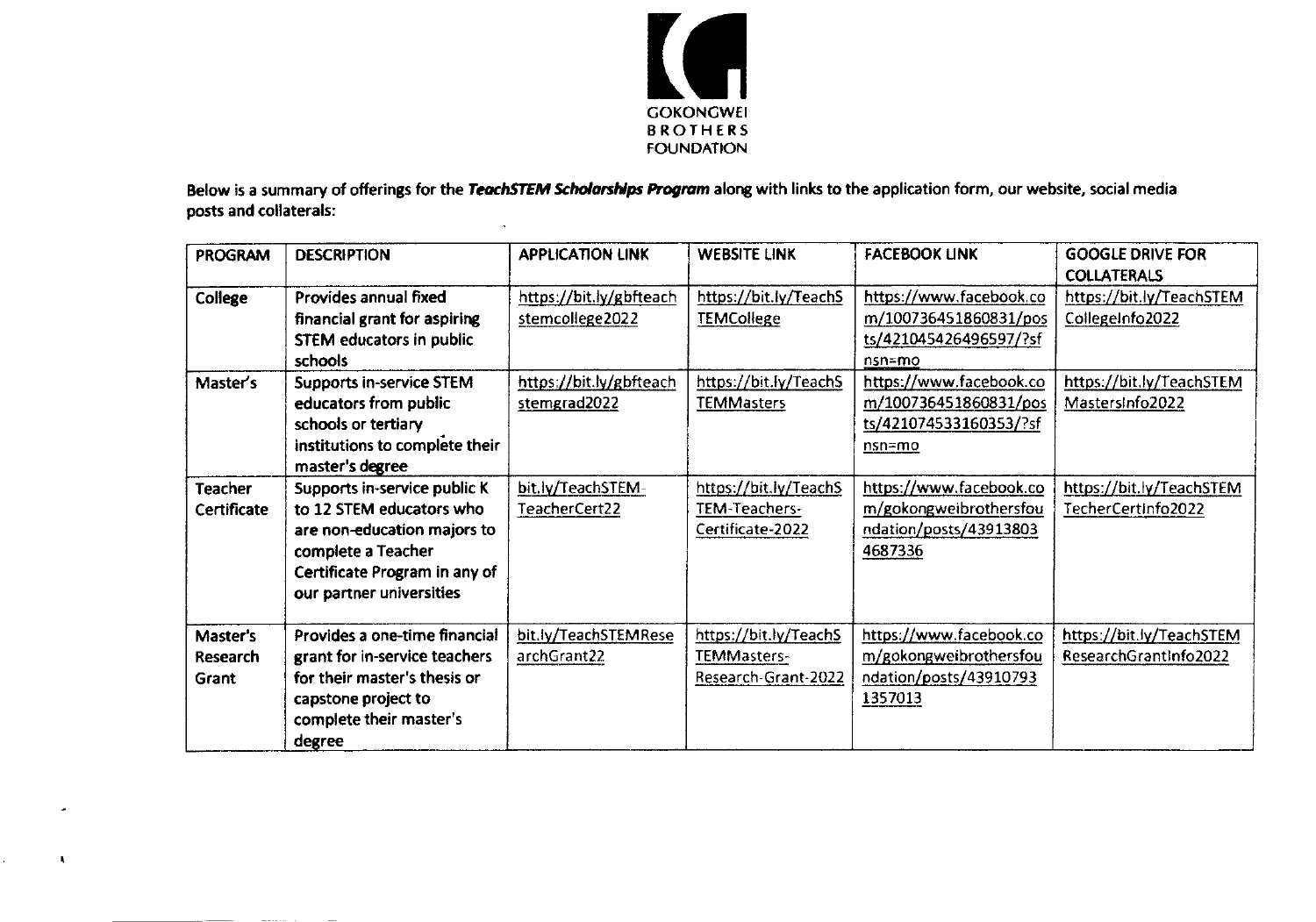GOKONGWEI BROTHERS FOUNDATION

Below is a summary of offerings for the ***TeachSTEM Scholarships Program*** along with links to the application form, our website, social media posts and collaterals:

| PROGRAM | DESCRIPTION | APPLICATION LINK | WEBSITE LINK | FACEBOOK LINK | GOOGLE DRIVE FOR COLLATERALS |
|---|---|---|---|---|---|
| College | Provides annual fixed financial grant for aspiring STEM educators in public schools | https://bit.ly/gbfteachstemcollege2022 | https://bit.ly/TeachSTEMCollege | https://www.facebook.com/100736451860831/posts/421045426496597/?sfnsn=mo | https://bit.ly/TeachSTEMCollegeInfo2022 |
| Master's | Supports in-service STEM educators from public schools or tertiary institutions to complete their master's degree | https://bit.ly/gbfteachstemgrad2022 | https://bit.ly/TeachSTEMMasters | https://www.facebook.com/100736451860831/posts/421074533160353/?sfnsn=mo | https://bit.ly/TeachSTEMMastersInfo2022 |
| Teacher Certificate | Supports in-service public K to 12 STEM educators who are non-education majors to complete a Teacher Certificate Program in any of our partner universities | bit.ly/TeachSTEM-TeacherCert22 | https://bit.ly/TeachSTEM-Teachers-Certificate-2022 | https://www.facebook.com/gokongweibrothersfoundation/posts/439138034687336 | https://bit.ly/TeachSTEMTecherCertInfo2022 |
| Master's Research Grant | Provides a one-time financial grant for in-service teachers for their master's thesis or capstone project to complete their master's degree | bit.ly/TeachSTEMResearchGrant22 | https://bit.ly/TeachSTEMMasters-Research-Grant-2022 | https://www.facebook.com/gokongweibrothersfoundation/posts/439107931357013 | https://bit.ly/TeachSTEMResearchGrantInfo2022 |